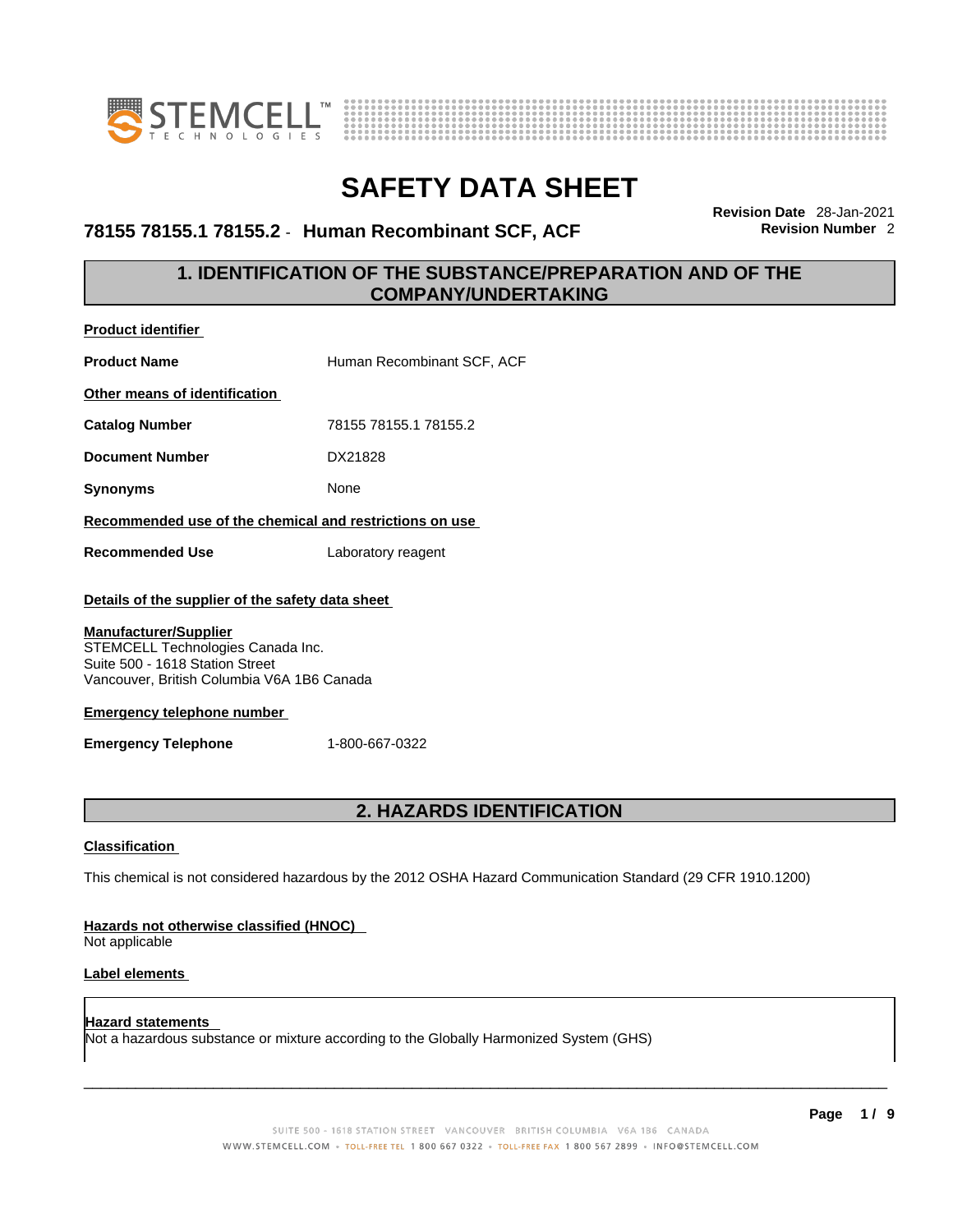# SAFETY DATA SHEET

**78155 78155.1 78155.2 - Human Recombinant SCF, ACF**

**Revision Date** 28-Jan-2021
**Revision Number** 2

## 1. IDENTIFICATION OF THE SUBSTANCE/PREPARATION AND OF THE COMPANY/UNDERTAKING

**Product identifier**

**Product Name** Human Recombinant SCF, ACF

**Other means of identification**

**Catalog Number** 78155 78155.1 78155.2

**Document Number** DX21828

**Synonyms** None

**Recommended use of the chemical and restrictions on use**

**Recommended Use** Laboratory reagent

**Details of the supplier of the safety data sheet**

**Manufacturer/Supplier**
STEMCELL Technologies Canada Inc.
Suite 500 - 1618 Station Street
Vancouver, British Columbia V6A 1B6 Canada

**Emergency telephone number**

**Emergency Telephone** 1-800-667-0322

## 2. HAZARDS IDENTIFICATION

**Classification**

This chemical is not considered hazardous by the 2012 OSHA Hazard Communication Standard (29 CFR 1910.1200)

**Hazards not otherwise classified (HNOC)**
Not applicable

**Label elements**

**Hazard statements**
Not a hazardous substance or mixture according to the Globally Harmonized System (GHS)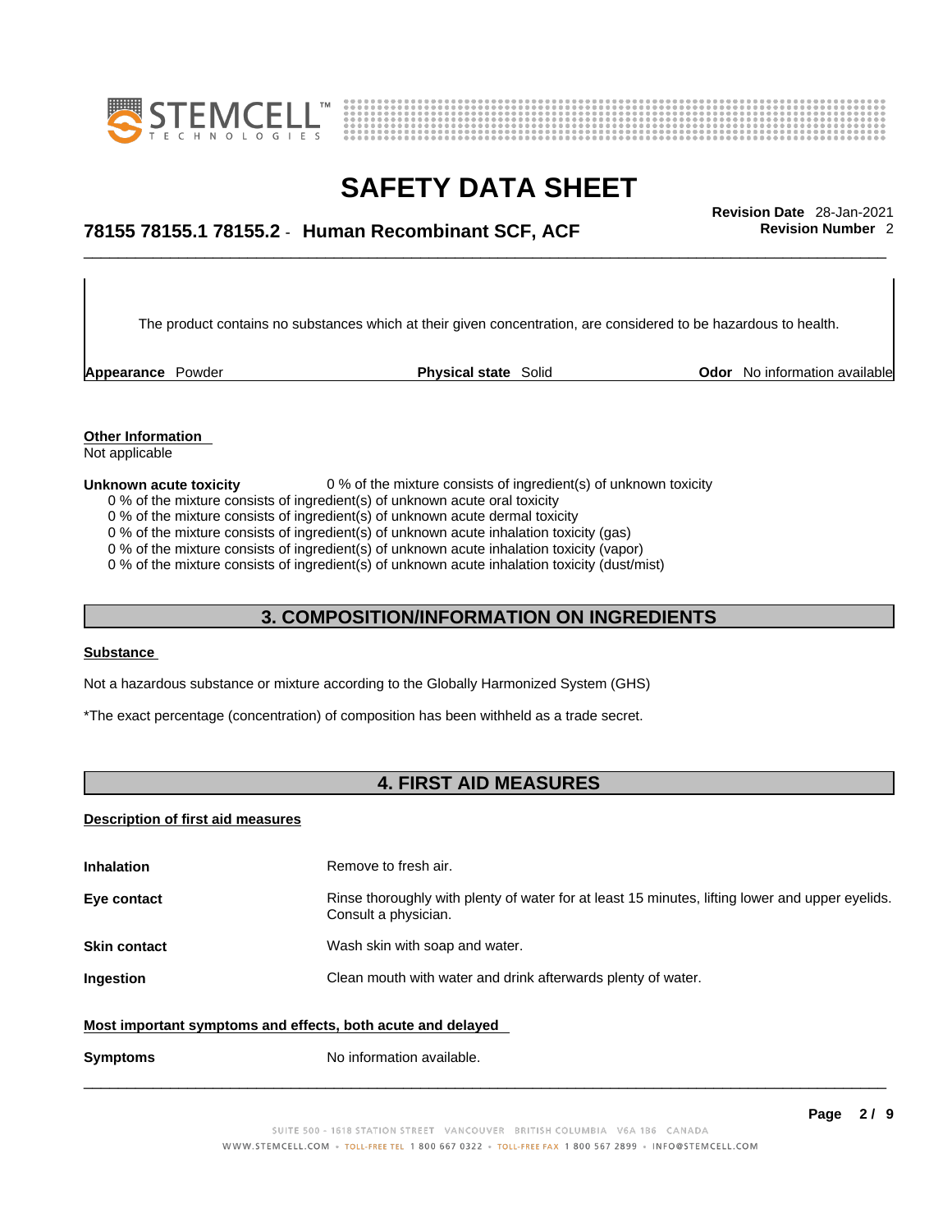The product contains no substances which at their given concentration, are considered to be hazardous to health.

| | | |
|---|---|---|
| **Appearance** Powder | **Physical state** Solid | **Odor** No information available |

**Other Information**
Not applicable

**Unknown acute toxicity** 0 % of the mixture consists of ingredient(s) of unknown toxicity

0 % of the mixture consists of ingredient(s) of unknown acute oral toxicity
0 % of the mixture consists of ingredient(s) of unknown acute dermal toxicity
0 % of the mixture consists of ingredient(s) of unknown acute inhalation toxicity (gas)
0 % of the mixture consists of ingredient(s) of unknown acute inhalation toxicity (vapor)
0 % of the mixture consists of ingredient(s) of unknown acute inhalation toxicity (dust/mist)

## 3. COMPOSITION/INFORMATION ON INGREDIENTS

**Substance**

Not a hazardous substance or mixture according to the Globally Harmonized System (GHS)

*The exact percentage (concentration) of composition has been withheld as a trade secret.

## 4. FIRST AID MEASURES

**Description of first aid measures**

| | |
|---|---|
| **Inhalation** | Remove to fresh air. |
| **Eye contact** | Rinse thoroughly with plenty of water for at least 15 minutes, lifting lower and upper eyelids. Consult a physician. |
| **Skin contact** | Wash skin with soap and water. |
| **Ingestion** | Clean mouth with water and drink afterwards plenty of water. |

**Most important symptoms and effects, both acute and delayed**

| | |
|---|---|
| **Symptoms** | No information available. |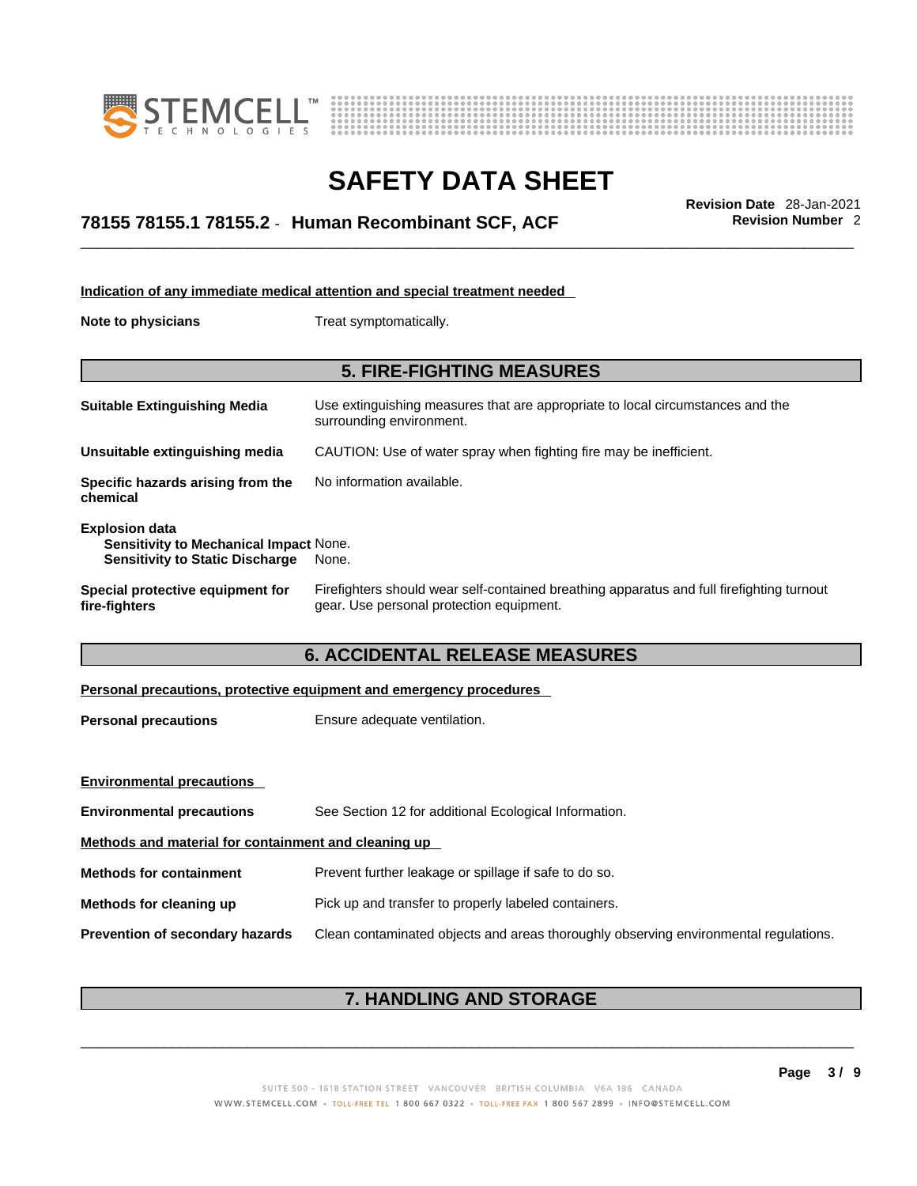**Indication of any immediate medical attention and special treatment needed**

**Note to physicians** Treat symptomatically.

## 5. FIRE-FIGHTING MEASURES

**Suitable Extinguishing Media** Use extinguishing measures that are appropriate to local circumstances and the surrounding environment.

**Unsuitable extinguishing media** CAUTION: Use of water spray when fighting fire may be inefficient.

**Specific hazards arising from the chemical** No information available.

**Explosion data**
**Sensitivity to Mechanical Impact** None.
**Sensitivity to Static Discharge** None.

**Special protective equipment for fire-fighters** Firefighters should wear self-contained breathing apparatus and full firefighting turnout gear. Use personal protection equipment.

## 6. ACCIDENTAL RELEASE MEASURES

**Personal precautions, protective equipment and emergency procedures**

**Personal precautions** Ensure adequate ventilation.

**Environmental precautions**

**Environmental precautions** See Section 12 for additional Ecological Information.

**Methods and material for containment and cleaning up**

**Methods for containment** Prevent further leakage or spillage if safe to do so.

**Methods for cleaning up** Pick up and transfer to properly labeled containers.

**Prevention of secondary hazards** Clean contaminated objects and areas thoroughly observing environmental regulations.

## 7. HANDLING AND STORAGE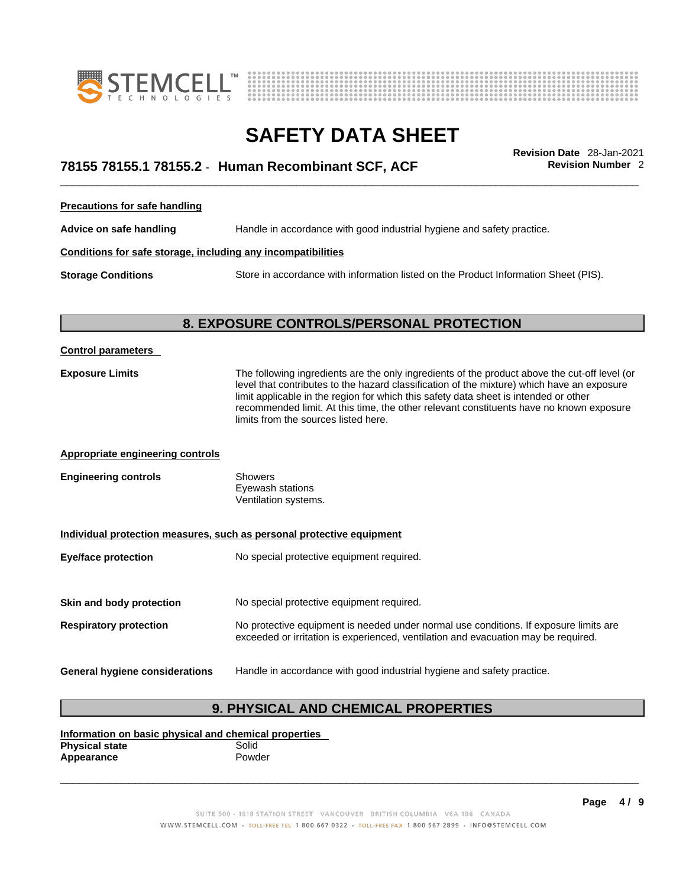**Precautions for safe handling**

**Advice on safe handling** Handle in accordance with good industrial hygiene and safety practice.

**Conditions for safe storage, including any incompatibilities**

**Storage Conditions** Store in accordance with information listed on the Product Information Sheet (PIS).

## 8. EXPOSURE CONTROLS/PERSONAL PROTECTION

**Control parameters**

**Exposure Limits** The following ingredients are the only ingredients of the product above the cut-off level (or level that contributes to the hazard classification of the mixture) which have an exposure limit applicable in the region for which this safety data sheet is intended or other recommended limit. At this time, the other relevant constituents have no known exposure limits from the sources listed here.

**Appropriate engineering controls**

**Engineering controls** Showers
Eyewash stations
Ventilation systems.

**Individual protection measures, such as personal protective equipment**

**Eye/face protection** No special protective equipment required.

**Skin and body protection** No special protective equipment required.

**Respiratory protection** No protective equipment is needed under normal use conditions. If exposure limits are exceeded or irritation is experienced, ventilation and evacuation may be required.

**General hygiene considerations** Handle in accordance with good industrial hygiene and safety practice.

## 9. PHYSICAL AND CHEMICAL PROPERTIES

**Information on basic physical and chemical properties**

**Physical state** Solid
**Appearance** Powder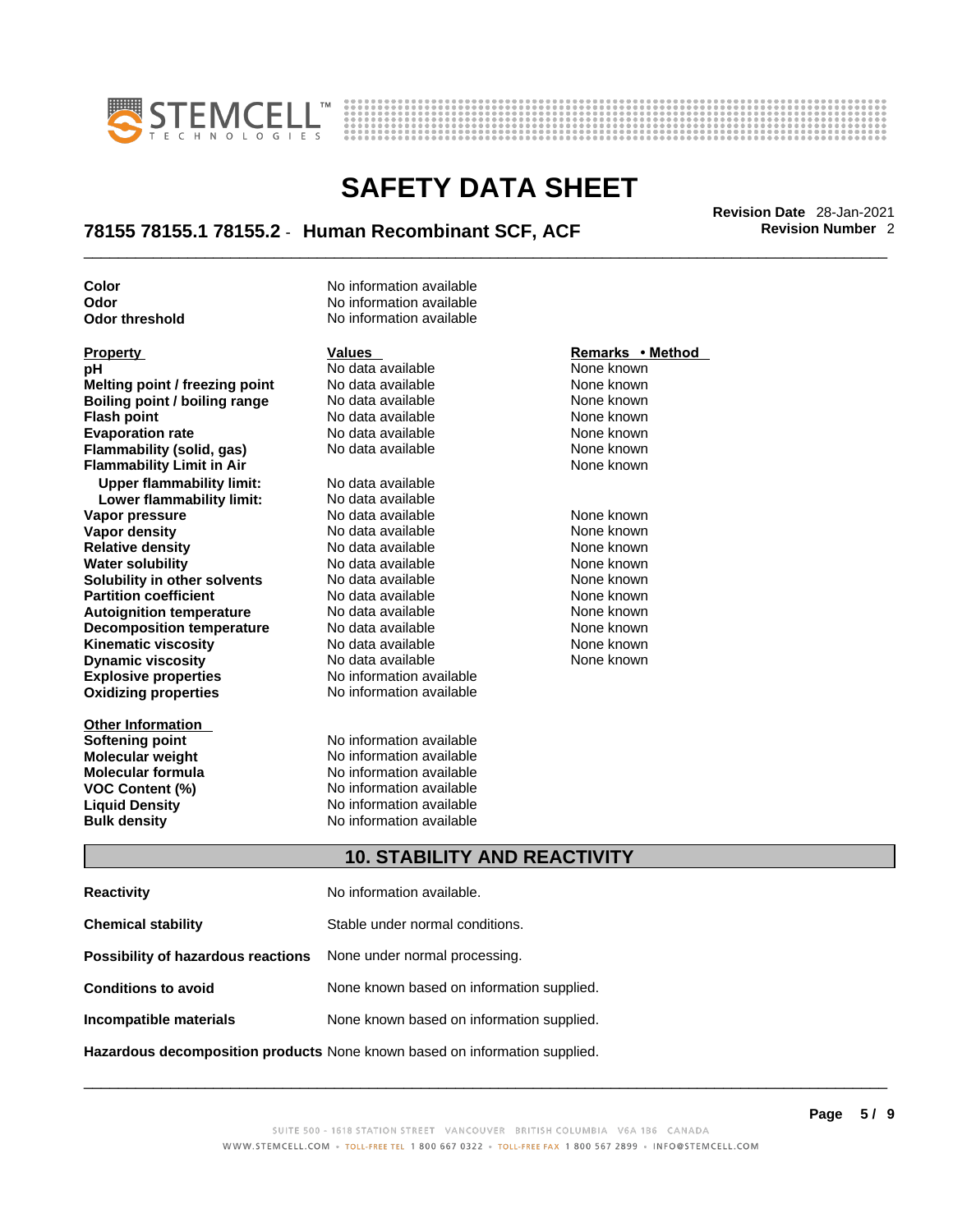| | |
|---|---|
| **Color** | No information available |
| **Odor** | No information available |
| **Odor threshold** | No information available |

| Property | Values | Remarks • Method |
|---|---|---|
| **pH** | No data available | None known |
| **Melting point / freezing point** | No data available | None known |
| **Boiling point / boiling range** | No data available | None known |
| **Flash point** | No data available | None known |
| **Evaporation rate** | No data available | None known |
| **Flammability (solid, gas)** | No data available | None known |
| **Flammability Limit in Air** | | None known |
| **Upper flammability limit:** | No data available | |
| **Lower flammability limit:** | No data available | |
| **Vapor pressure** | No data available | None known |
| **Vapor density** | No data available | None known |
| **Relative density** | No data available | None known |
| **Water solubility** | No data available | None known |
| **Solubility in other solvents** | No data available | None known |
| **Partition coefficient** | No data available | None known |
| **Autoignition temperature** | No data available | None known |
| **Decomposition temperature** | No data available | None known |
| **Kinematic viscosity** | No data available | None known |
| **Dynamic viscosity** | No data available | None known |
| **Explosive properties** | No information available | |
| **Oxidizing properties** | No information available | |

| Other Information | |
|---|---|
| **Softening point** | No information available |
| **Molecular weight** | No information available |
| **Molecular formula** | No information available |
| **VOC Content (%)** | No information available |
| **Liquid Density** | No information available |
| **Bulk density** | No information available |

## 10. STABILITY AND REACTIVITY

| | |
|---|---|
| **Reactivity** | No information available. |
| **Chemical stability** | Stable under normal conditions. |
| **Possibility of hazardous reactions** | None under normal processing. |
| **Conditions to avoid** | None known based on information supplied. |
| **Incompatible materials** | None known based on information supplied. |
| **Hazardous decomposition products** | None known based on information supplied. |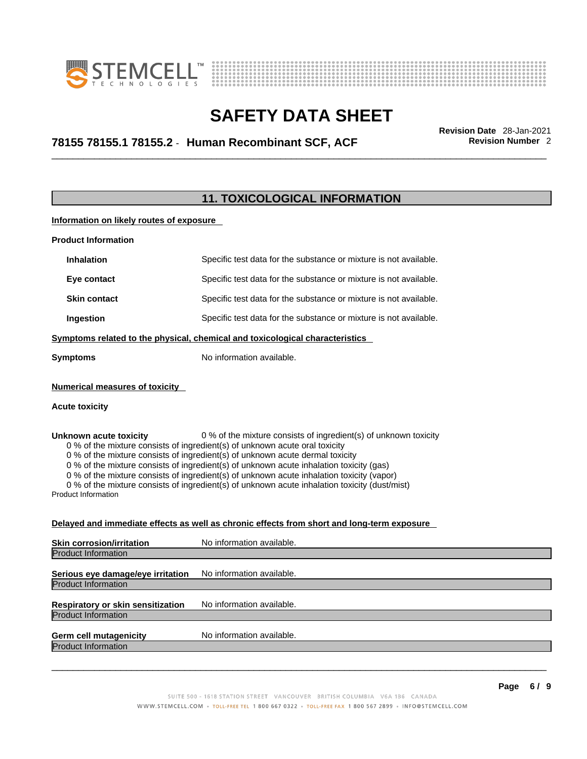## 11. TOXICOLOGICAL INFORMATION

**Information on likely routes of exposure**

**Product Information**

| | |
|---|---|
| **Inhalation** | Specific test data for the substance or mixture is not available. |
| **Eye contact** | Specific test data for the substance or mixture is not available. |
| **Skin contact** | Specific test data for the substance or mixture is not available. |
| **Ingestion** | Specific test data for the substance or mixture is not available. |

**Symptoms related to the physical, chemical and toxicological characteristics**

**Symptoms** No information available.

**Numerical measures of toxicity**

**Acute toxicity**

**Unknown acute toxicity** 0 % of the mixture consists of ingredient(s) of unknown toxicity

0 % of the mixture consists of ingredient(s) of unknown acute oral toxicity
0 % of the mixture consists of ingredient(s) of unknown acute dermal toxicity
0 % of the mixture consists of ingredient(s) of unknown acute inhalation toxicity (gas)
0 % of the mixture consists of ingredient(s) of unknown acute inhalation toxicity (vapor)
0 % of the mixture consists of ingredient(s) of unknown acute inhalation toxicity (dust/mist)

Product Information

**Delayed and immediate effects as well as chronic effects from short and long-term exposure**

**Skin corrosion/irritation** No information available.

Product Information

**Serious eye damage/eye irritation** No information available.

Product Information

**Respiratory or skin sensitization** No information available.

Product Information

**Germ cell mutagenicity** No information available.

Product Information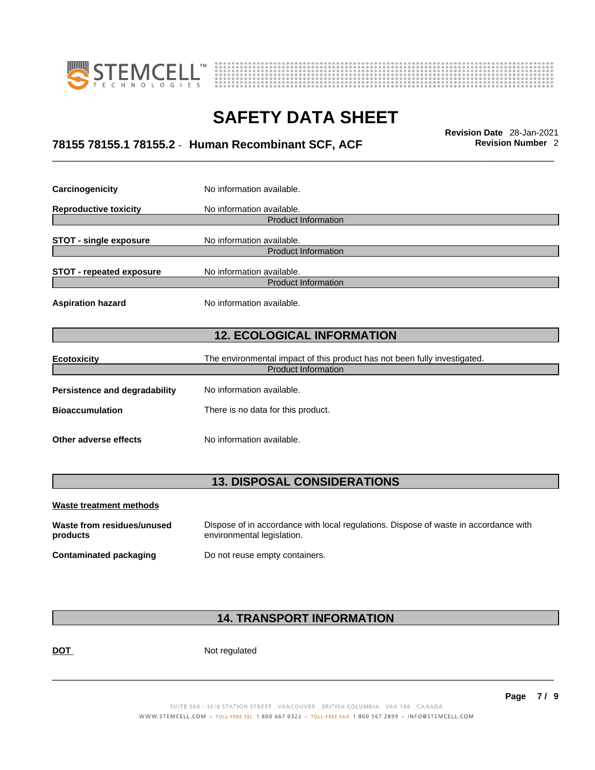| | |
|---|---|
| **Carcinogenicity** | No information available. |
| **Reproductive toxicity** | No information available. |

Product Information

| | |
|---|---|
| **STOT - single exposure** | No information available. |

Product Information

| | |
|---|---|
| **STOT - repeated exposure** | No information available. |

Product Information

| | |
|---|---|
| **Aspiration hazard** | No information available. |

## 12. ECOLOGICAL INFORMATION

| | |
|---|---|
| **Ecotoxicity** | The environmental impact of this product has not been fully investigated. |

Product Information

| | |
|---|---|
| **Persistence and degradability** | No information available. |
| **Bioaccumulation** | There is no data for this product. |
| **Other adverse effects** | No information available. |

## 13. DISPOSAL CONSIDERATIONS

**Waste treatment methods**

| | |
|---|---|
| **Waste from residues/unused products** | Dispose of in accordance with local regulations. Dispose of waste in accordance with environmental legislation. |
| **Contaminated packaging** | Do not reuse empty containers. |

## 14. TRANSPORT INFORMATION

| | |
|---|---|
| **DOT** | Not regulated |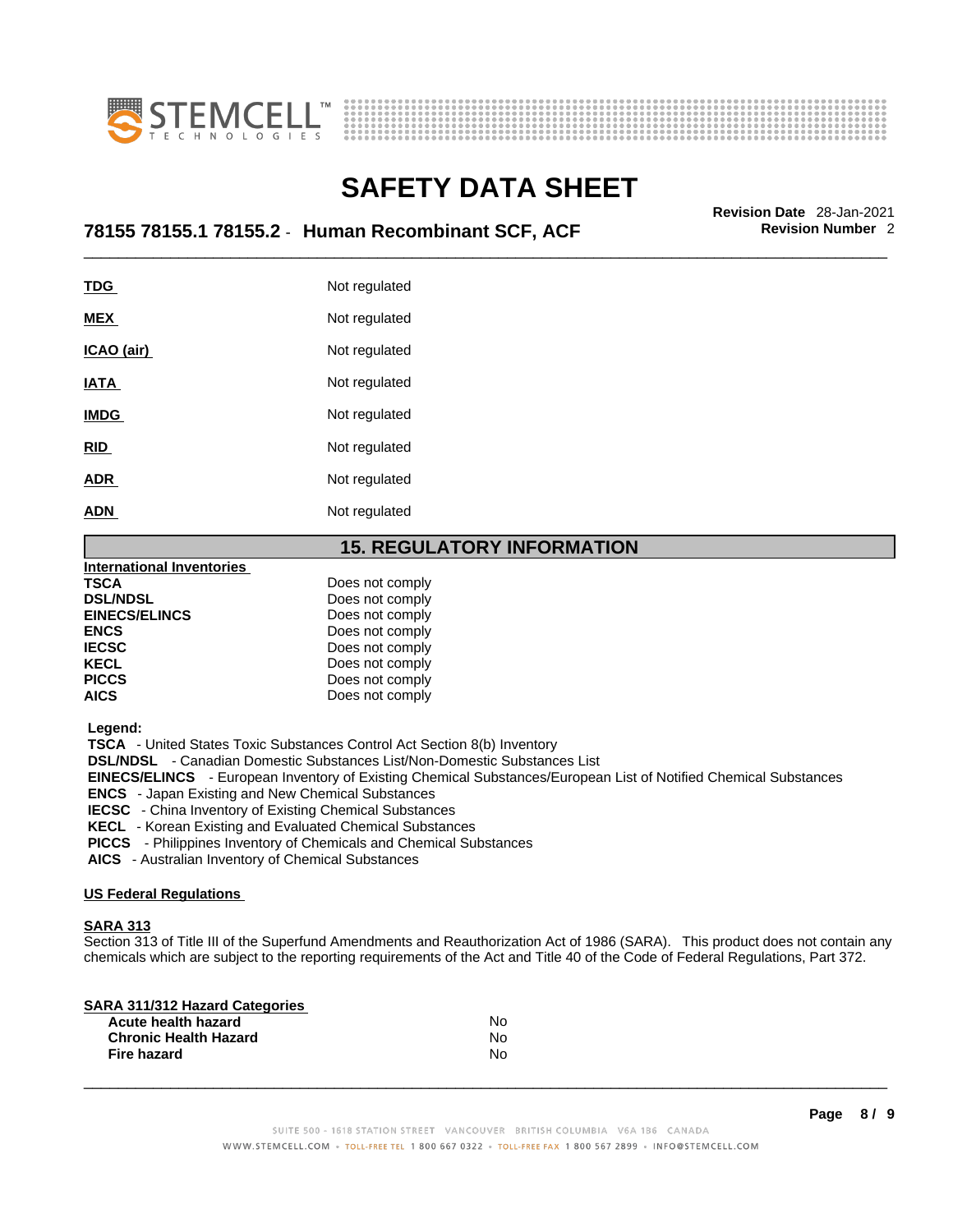| | |
|---|---|
| **TDG** | Not regulated |
| **MEX** | Not regulated |
| **ICAO (air)** | Not regulated |
| **IATA** | Not regulated |
| **IMDG** | Not regulated |
| **RID** | Not regulated |
| **ADR** | Not regulated |
| **ADN** | Not regulated |

## 15. REGULATORY INFORMATION

**International Inventories**

| | |
|---|---|
| **TSCA** | Does not comply |
| **DSL/NDSL** | Does not comply |
| **EINECS/ELINCS** | Does not comply |
| **ENCS** | Does not comply |
| **IECSC** | Does not comply |
| **KECL** | Does not comply |
| **PICCS** | Does not comply |
| **AICS** | Does not comply |

**Legend:**

**TSCA** - United States Toxic Substances Control Act Section 8(b) Inventory
**DSL/NDSL** - Canadian Domestic Substances List/Non-Domestic Substances List
**EINECS/ELINCS** - European Inventory of Existing Chemical Substances/European List of Notified Chemical Substances
**ENCS** - Japan Existing and New Chemical Substances
**IECSC** - China Inventory of Existing Chemical Substances
**KECL** - Korean Existing and Evaluated Chemical Substances
**PICCS** - Philippines Inventory of Chemicals and Chemical Substances
**AICS** - Australian Inventory of Chemical Substances

**US Federal Regulations**

**SARA 313**

Section 313 of Title III of the Superfund Amendments and Reauthorization Act of 1986 (SARA). This product does not contain any chemicals which are subject to the reporting requirements of the Act and Title 40 of the Code of Federal Regulations, Part 372.

**SARA 311/312 Hazard Categories**

| | |
|---|---|
| **Acute health hazard** | No |
| **Chronic Health Hazard** | No |
| **Fire hazard** | No |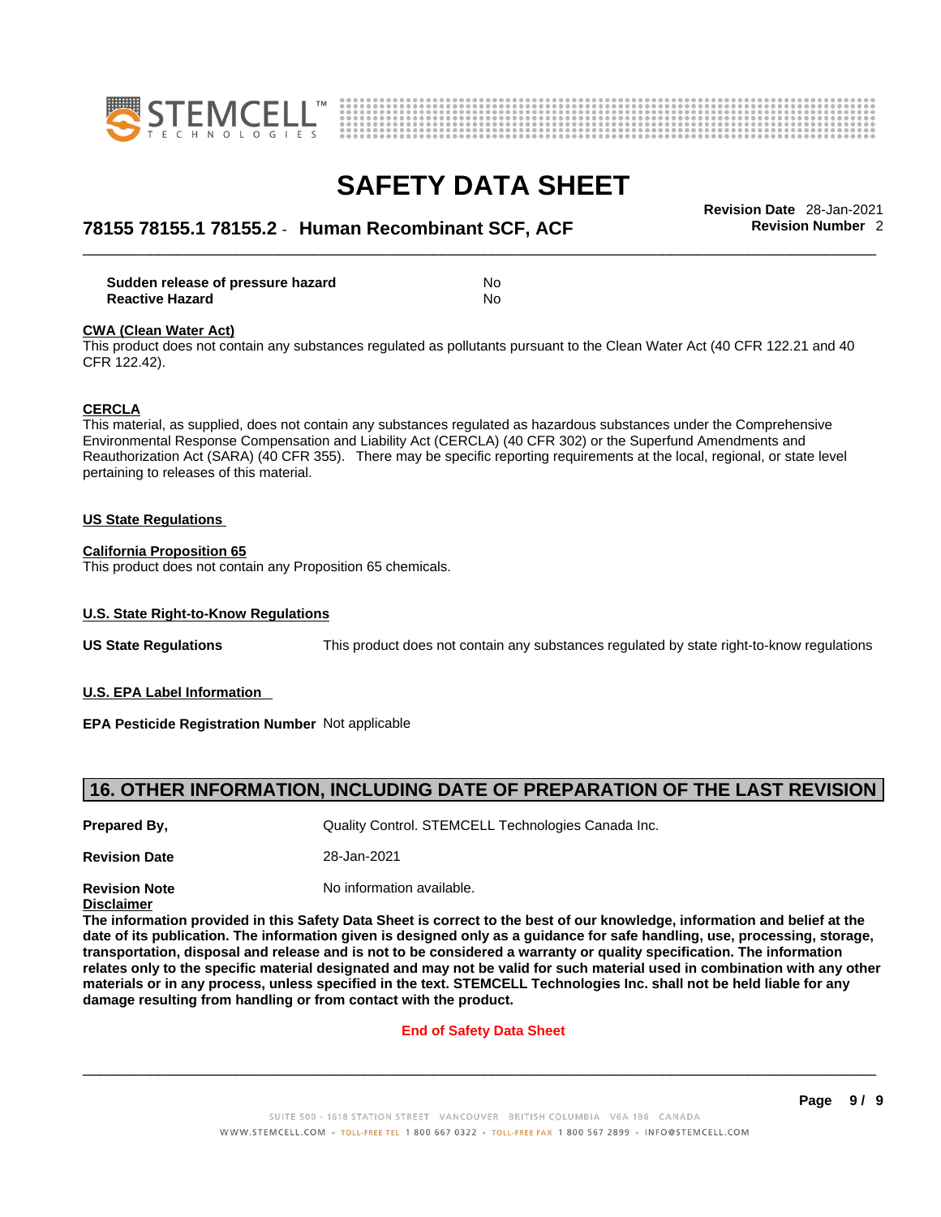| | |
|---|---|
| **Sudden release of pressure hazard** | No |
| **Reactive Hazard** | No |

**CWA (Clean Water Act)**

This product does not contain any substances regulated as pollutants pursuant to the Clean Water Act (40 CFR 122.21 and 40 CFR 122.42).

**CERCLA**

This material, as supplied, does not contain any substances regulated as hazardous substances under the Comprehensive Environmental Response Compensation and Liability Act (CERCLA) (40 CFR 302) or the Superfund Amendments and Reauthorization Act (SARA) (40 CFR 355). There may be specific reporting requirements at the local, regional, or state level pertaining to releases of this material.

**US State Regulations**

**California Proposition 65**

This product does not contain any Proposition 65 chemicals.

**U.S. State Right-to-Know Regulations**

| | |
|---|---|
| **US State Regulations** | This product does not contain any substances regulated by state right-to-know regulations |

**U.S. EPA Label Information**

| | |
|---|---|
| **EPA Pesticide Registration Number** | Not applicable |

## 16. OTHER INFORMATION, INCLUDING DATE OF PREPARATION OF THE LAST REVISION

| | |
|---|---|
| **Prepared By,** | Quality Control. STEMCELL Technologies Canada Inc. |
| **Revision Date** | 28-Jan-2021 |
| **Revision Note** | No information available. |

**Disclaimer**

**The information provided in this Safety Data Sheet is correct to the best of our knowledge, information and belief at the date of its publication. The information given is designed only as a guidance for safe handling, use, processing, storage, transportation, disposal and release and is not to be considered a warranty or quality specification. The information relates only to the specific material designated and may not be valid for such material used in combination with any other materials or in any process, unless specified in the text. STEMCELL Technologies Inc. shall not be held liable for any damage resulting from handling or from contact with the product.**

**End of Safety Data Sheet**